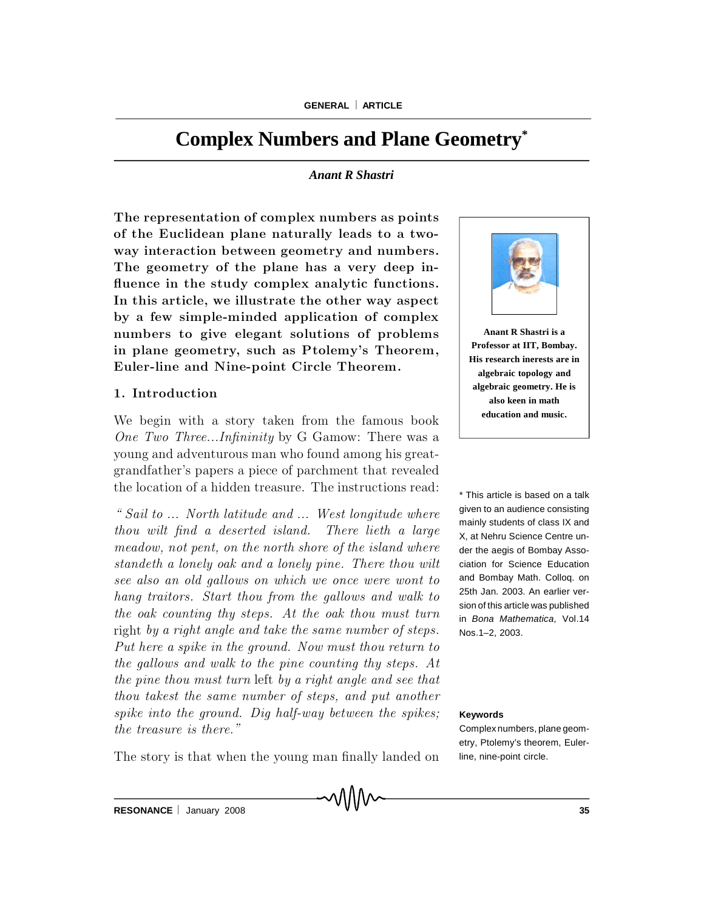# Complex Numbers and Plane Geometry*

*Anant R Shastri*

**The representation of complex numbers as points of the Euclidean plane naturally leads to a two-way interaction between geometry and numbers. The geometry of the plane has a very deep influence in the study complex analytic functions. In this article, we illustrate the other way aspect by a few simple-minded application of complex numbers to give elegant solutions of problems in plane geometry, such as Ptolemy's Theorem, Euler-line and Nine-point Circle Theorem.**

**Anant R Shastri is a Professor at IIT, Bombay. His research inerests are in algebraic topology and algebraic geometry. He is also keen in math education and music.**

## 1. Introduction

We begin with a story taken from the famous book *One Two Three...Infininity* by G Gamow: There was a young and adventurous man who found among his great-grandfather's papers a piece of parchment that revealed the location of a hidden treasure. The instructions read:

*"Sail to ... North latitude and ... West longitude where thou wilt find a deserted island. There lieth a large meadow, not pent, on the north shore of the island where standeth a lonely oak and a lonely pine. There thou wilt see also an old gallows on which we once were wont to hang traitors. Start thou from the gallows and walk to the oak counting thy steps. At the oak thou must turn* right *by a right angle and take the same number of steps. Put here a spike in the ground. Now must thou return to the gallows and walk to the pine counting thy steps. At the pine thou must turn* left *by a right angle and see that thou takest the same number of steps, and put another spike into the ground. Dig half-way between the spikes; the treasure is there."*

The story is that when the young man finally landed on

\* This article is based on a talk given to an audience consisting mainly students of class IX and X, at Nehru Science Centre under the aegis of Bombay Association for Science Education and Bombay Math. Colloq. on 25th Jan. 2003. An earlier version of this article was published in *Bona Mathematica,* Vol.14 Nos.1–2, 2003.

**Keywords**

Complex numbers, plane geometry, Ptolemy's theorem, Euler-line, nine-point circle.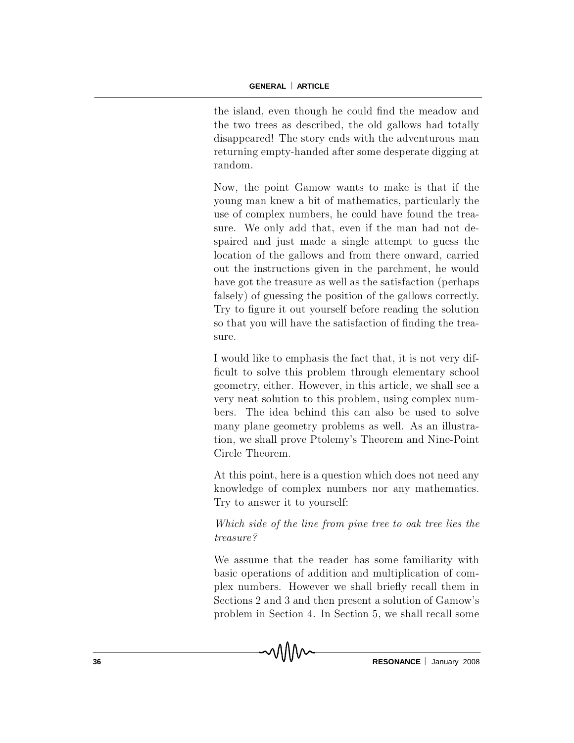the island, even though he could find the meadow and the two trees as described, the old gallows had totally disappeared! The story ends with the adventurous man returning empty-handed after some desperate digging at random.

Now, the point Gamow wants to make is that if the young man knew a bit of mathematics, particularly the use of complex numbers, he could have found the treasure. We only add that, even if the man had not despaired and just made a single attempt to guess the location of the gallows and from there onward, carried out the instructions given in the parchment, he would have got the treasure as well as the satisfaction (perhaps falsely) of guessing the position of the gallows correctly. Try to figure it out yourself before reading the solution so that you will have the satisfaction of finding the treasure.

I would like to emphasis the fact that, it is not very difficult to solve this problem through elementary school geometry, either. However, in this article, we shall see a very neat solution to this problem, using complex numbers. The idea behind this can also be used to solve many plane geometry problems as well. As an illustration, we shall prove Ptolemy's Theorem and Nine-Point Circle Theorem.

At this point, here is a question which does not need any knowledge of complex numbers nor any mathematics. Try to answer it to yourself:

*Which side of the line from pine tree to oak tree lies the treasure?*

We assume that the reader has some familiarity with basic operations of addition and multiplication of complex numbers. However we shall briefly recall them in Sections 2 and 3 and then present a solution of Gamow's problem in Section 4. In Section 5, we shall recall some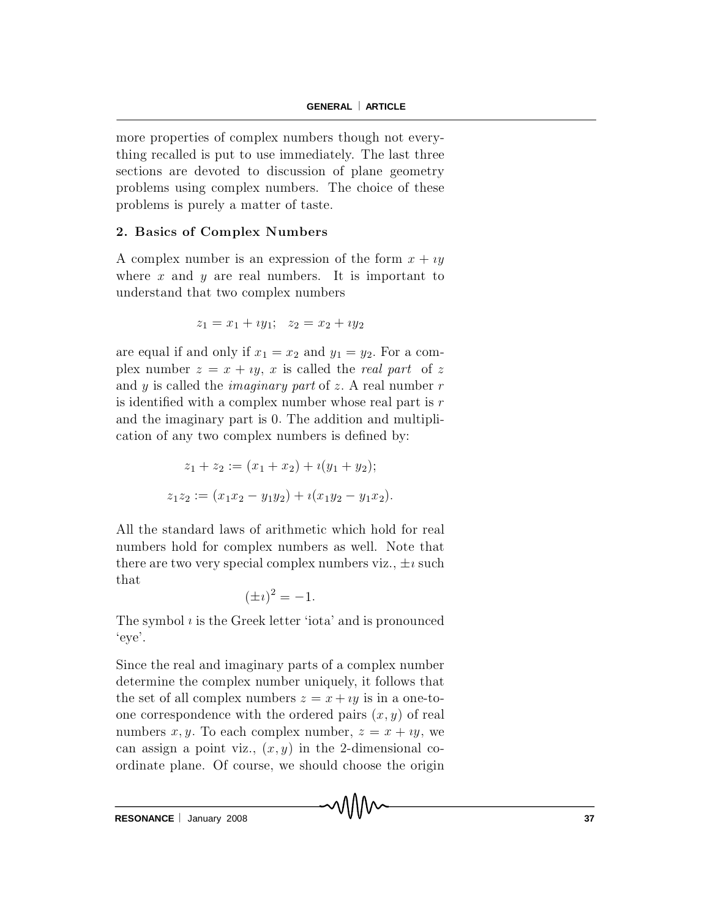more properties of complex numbers though not everything recalled is put to use immediately. The last three sections are devoted to discussion of plane geometry problems using complex numbers. The choice of these problems is purely a matter of taste.

## 2. Basics of Complex Numbers

A complex number is an expression of the form $x + \imath y$ where $x$ and $y$ are real numbers. It is important to understand that two complex numbers

$$z_1 = x_1 + \imath y_1; \quad z_2 = x_2 + \imath y_2$$

are equal if and only if $x_1 = x_2$ and $y_1 = y_2$. For a complex number $z = x + \imath y$, $x$ is called the *real part* of $z$ and $y$ is called the *imaginary part* of $z$. A real number $r$ is identified with a complex number whose real part is $r$ and the imaginary part is 0. The addition and multiplication of any two complex numbers is defined by:

$$z_1 + z_2 := (x_1 + x_2) + \imath(y_1 + y_2);$$

$$z_1 z_2 := (x_1 x_2 - y_1 y_2) + \imath(x_1 y_2 - y_1 x_2).$$

All the standard laws of arithmetic which hold for real numbers hold for complex numbers as well. Note that there are two very special complex numbers viz., $\pm\imath$ such that

$$(\pm\imath)^2 = -1.$$

The symbol $\imath$ is the Greek letter 'iota' and is pronounced 'eye'.

Since the real and imaginary parts of a complex number determine the complex number uniquely, it follows that the set of all complex numbers $z = x + \imath y$ is in a one-to-one correspondence with the ordered pairs $(x, y)$ of real numbers $x, y$. To each complex number, $z = x + \imath y$, we can assign a point viz., $(x, y)$ in the 2-dimensional coordinate plane. Of course, we should choose the origin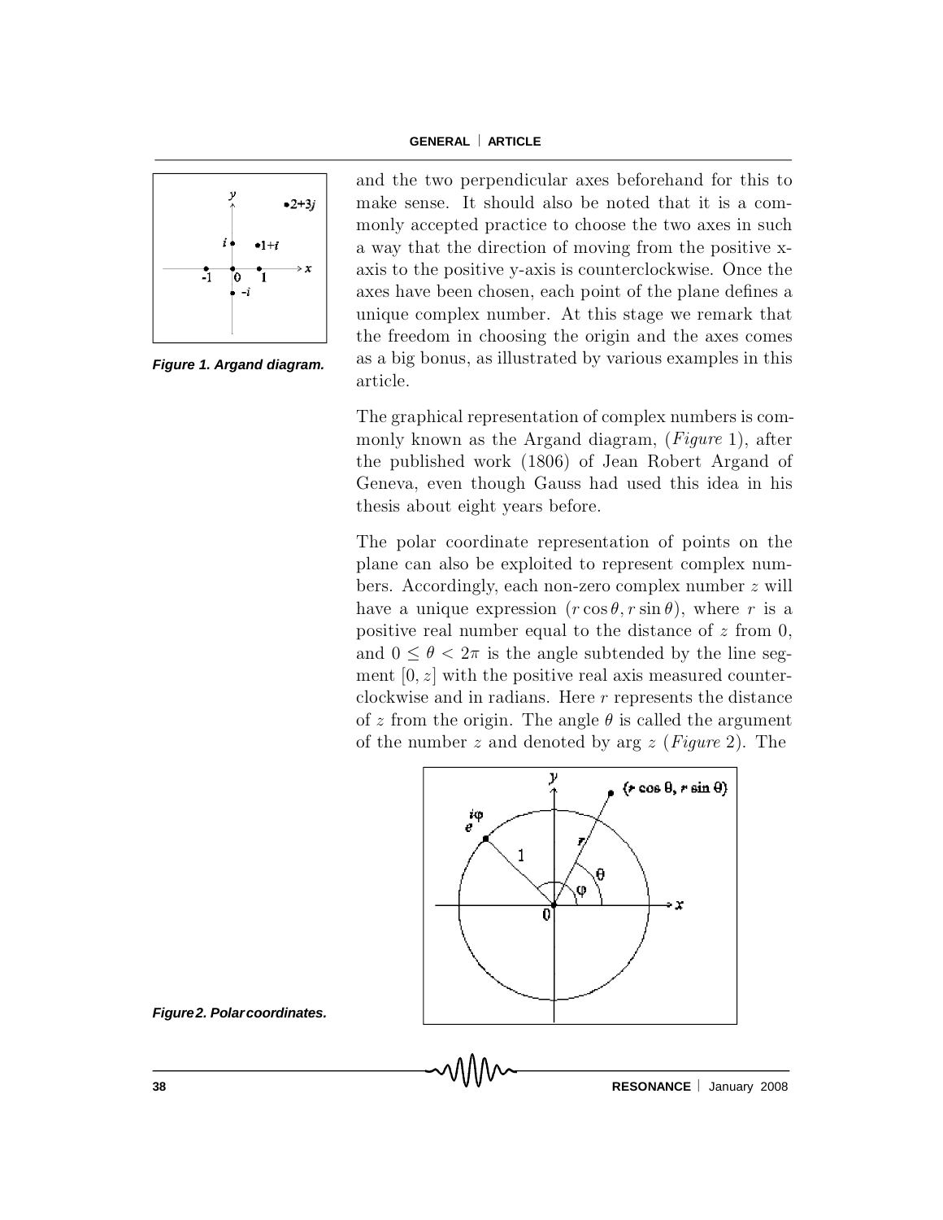and the two perpendicular axes beforehand for this to make sense. It should also be noted that it is a commonly accepted practice to choose the two axes in such a way that the direction of moving from the positive x-axis to the positive y-axis is counterclockwise. Once the axes have been chosen, each point of the plane defines a unique complex number. At this stage we remark that the freedom in choosing the origin and the axes comes as a big bonus, as illustrated by various examples in this article.

**Figure 1. Argand diagram.**

The graphical representation of complex numbers is commonly known as the Argand diagram, (*Figure* 1), after the published work (1806) of Jean Robert Argand of Geneva, even though Gauss had used this idea in his thesis about eight years before.

The polar coordinate representation of points on the plane can also be exploited to represent complex numbers. Accordingly, each non-zero complex number $z$ will have a unique expression $(r\cos\theta, r\sin\theta)$, where $r$ is a positive real number equal to the distance of $z$ from 0, and $0 \leq \theta < 2\pi$ is the angle subtended by the line segment $[0, z]$ with the positive real axis measured counterclockwise and in radians. Here $r$ represents the distance of $z$ from the origin. The angle $\theta$ is called the argument of the number $z$ and denoted by arg $z$ (*Figure* 2). The

**Figure 2. Polar coordinates.**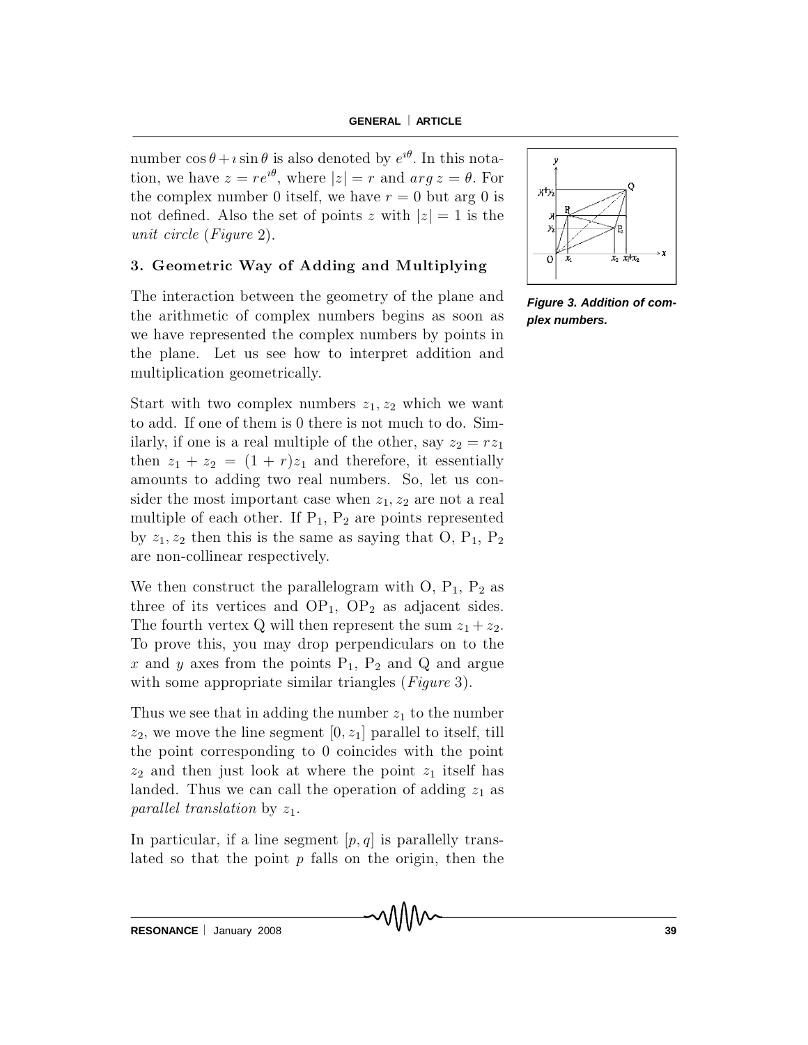number $\cos\theta + \imath\sin\theta$ is also denoted by $e^{\imath\theta}$. In this notation, we have $z = re^{\imath\theta}$, where $|z| = r$ and $arg\, z = \theta$. For the complex number 0 itself, we have $r = 0$ but arg 0 is not defined. Also the set of points $z$ with $|z| = 1$ is the *unit circle* (*Figure* 2).

### 3. Geometric Way of Adding and Multiplying

The interaction between the geometry of the plane and the arithmetic of complex numbers begins as soon as we have represented the complex numbers by points in the plane. Let us see how to interpret addition and multiplication geometrically.

Start with two complex numbers $z_1, z_2$ which we want to add. If one of them is 0 there is not much to do. Similarly, if one is a real multiple of the other, say $z_2 = rz_1$ then $z_1 + z_2 = (1 + r)z_1$ and therefore, it essentially amounts to adding two real numbers. So, let us consider the most important case when $z_1, z_2$ are not a real multiple of each other. If $P_1$, $P_2$ are points represented by $z_1, z_2$ then this is the same as saying that O, $P_1$, $P_2$ are non-collinear respectively.

We then construct the parallelogram with O, $P_1$, $P_2$ as three of its vertices and $OP_1$, $OP_2$ as adjacent sides. The fourth vertex Q will then represent the sum $z_1 + z_2$. To prove this, you may drop perpendiculars on to the $x$ and $y$ axes from the points $P_1$, $P_2$ and Q and argue with some appropriate similar triangles (*Figure* 3).

**Figure 3. Addition of complex numbers.**

Thus we see that in adding the number $z_1$ to the number $z_2$, we move the line segment $[0, z_1]$ parallel to itself, till the point corresponding to 0 coincides with the point $z_2$ and then just look at where the point $z_1$ itself has landed. Thus we can call the operation of adding $z_1$ as *parallel translation* by $z_1$.

In particular, if a line segment $[p, q]$ is parallelly translated so that the point $p$ falls on the origin, then the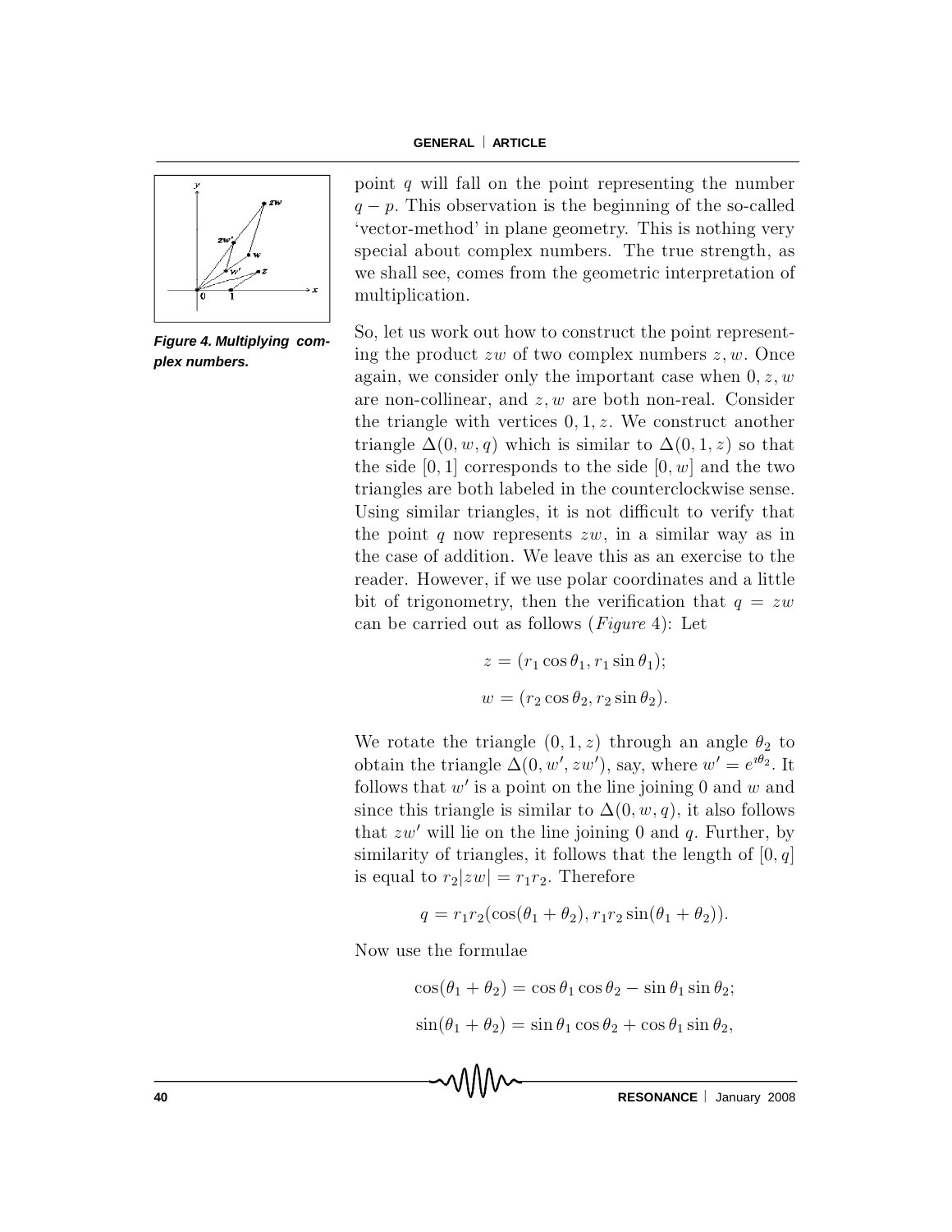point $q$ will fall on the point representing the number $q - p$. This observation is the beginning of the so-called 'vector-method' in plane geometry. This is nothing very special about complex numbers. The true strength, as we shall see, comes from the geometric interpretation of multiplication.

***Figure 4. Multiplying complex numbers.***

So, let us work out how to construct the point representing the product $zw$ of two complex numbers $z, w$. Once again, we consider only the important case when $0, z, w$ are non-collinear, and $z, w$ are both non-real. Consider the triangle with vertices $0, 1, z$. We construct another triangle $\Delta(0, w, q)$ which is similar to $\Delta(0, 1, z)$ so that the side $[0, 1]$ corresponds to the side $[0, w]$ and the two triangles are both labeled in the counterclockwise sense. Using similar triangles, it is not difficult to verify that the point $q$ now represents $zw$, in a similar way as in the case of addition. We leave this as an exercise to the reader. However, if we use polar coordinates and a little bit of trigonometry, then the verification that $q = zw$ can be carried out as follows (*Figure* 4): Let

$$z = (r_1 \cos\theta_1, r_1 \sin\theta_1);$$

$$w = (r_2 \cos\theta_2, r_2 \sin\theta_2).$$

We rotate the triangle $(0, 1, z)$ through an angle $\theta_2$ to obtain the triangle $\Delta(0, w', zw')$, say, where $w' = e^{\imath\theta_2}$. It follows that $w'$ is a point on the line joining 0 and $w$ and since this triangle is similar to $\Delta(0, w, q)$, it also follows that $zw'$ will lie on the line joining 0 and $q$. Further, by similarity of triangles, it follows that the length of $[0, q]$ is equal to $r_2|zw| = r_1r_2$. Therefore

$$q = r_1r_2(\cos(\theta_1 + \theta_2), r_1r_2 \sin(\theta_1 + \theta_2)).$$

Now use the formulae

$$\cos(\theta_1 + \theta_2) = \cos\theta_1 \cos\theta_2 - \sin\theta_1 \sin\theta_2;$$

$$\sin(\theta_1 + \theta_2) = \sin\theta_1 \cos\theta_2 + \cos\theta_1 \sin\theta_2,$$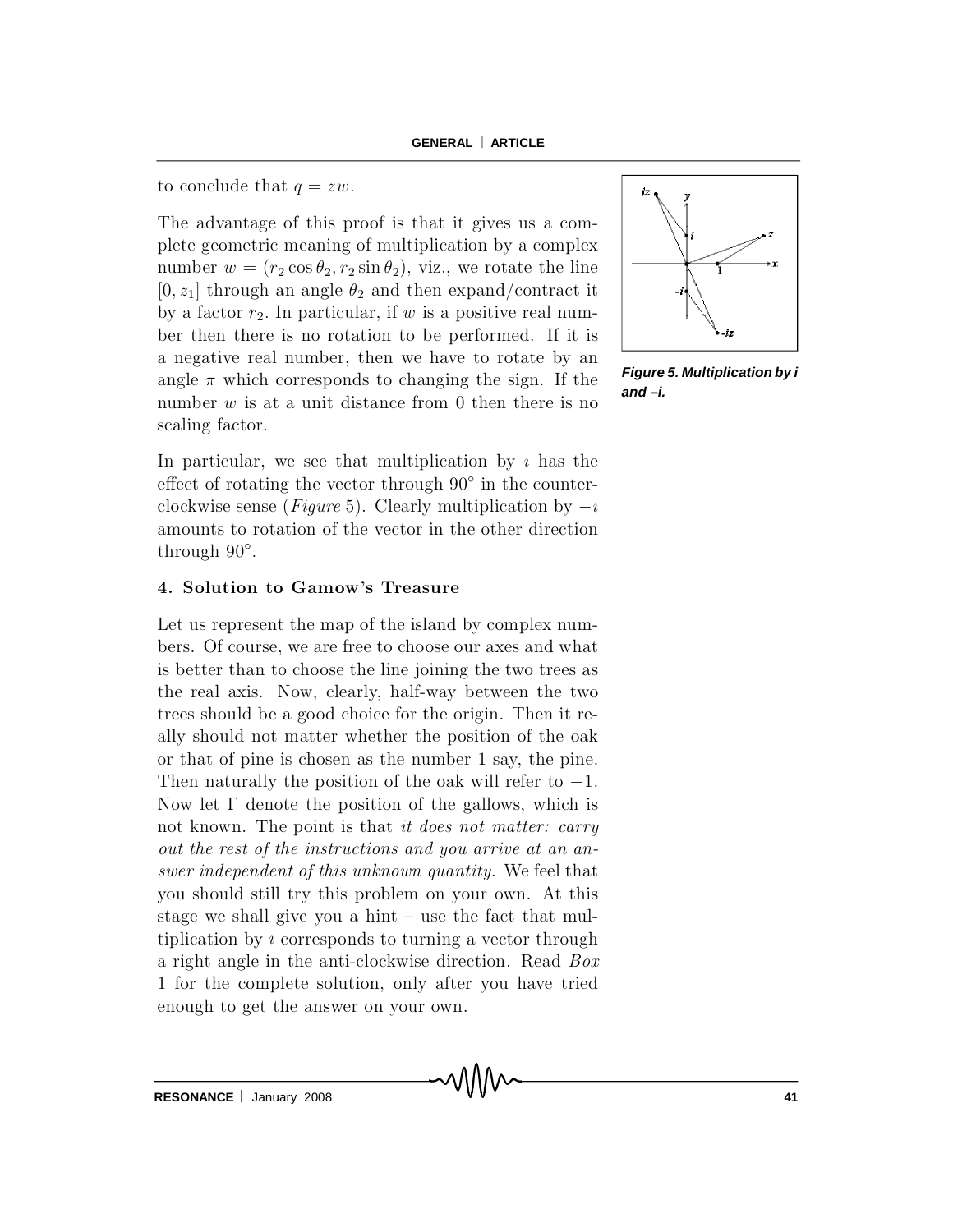to conclude that $q = zw$.

The advantage of this proof is that it gives us a complete geometric meaning of multiplication by a complex number $w = (r_2 \cos\theta_2, r_2 \sin\theta_2)$, viz., we rotate the line $[0, z_1]$ through an angle $\theta_2$ and then expand/contract it by a factor $r_2$. In particular, if $w$ is a positive real number then there is no rotation to be performed. If it is a negative real number, then we have to rotate by an angle $\pi$ which corresponds to changing the sign. If the number $w$ is at a unit distance from 0 then there is no scaling factor.

**Figure 5. Multiplication by i and –i.**

In particular, we see that multiplication by $\imath$ has the effect of rotating the vector through $90^\circ$ in the counter-clockwise sense (*Figure* 5). Clearly multiplication by $-\imath$ amounts to rotation of the vector in the other direction through $90^\circ$.

### 4. Solution to Gamow's Treasure

Let us represent the map of the island by complex numbers. Of course, we are free to choose our axes and what is better than to choose the line joining the two trees as the real axis. Now, clearly, half-way between the two trees should be a good choice for the origin. Then it really should not matter whether the position of the oak or that of pine is chosen as the number 1 say, the pine. Then naturally the position of the oak will refer to $-1$. Now let $\Gamma$ denote the position of the gallows, which is not known. The point is that *it does not matter: carry out the rest of the instructions and you arrive at an answer independent of this unknown quantity.* We feel that you should still try this problem on your own. At this stage we shall give you a hint – use the fact that multiplication by $\imath$ corresponds to turning a vector through a right angle in the anti-clockwise direction. Read *Box* 1 for the complete solution, only after you have tried enough to get the answer on your own.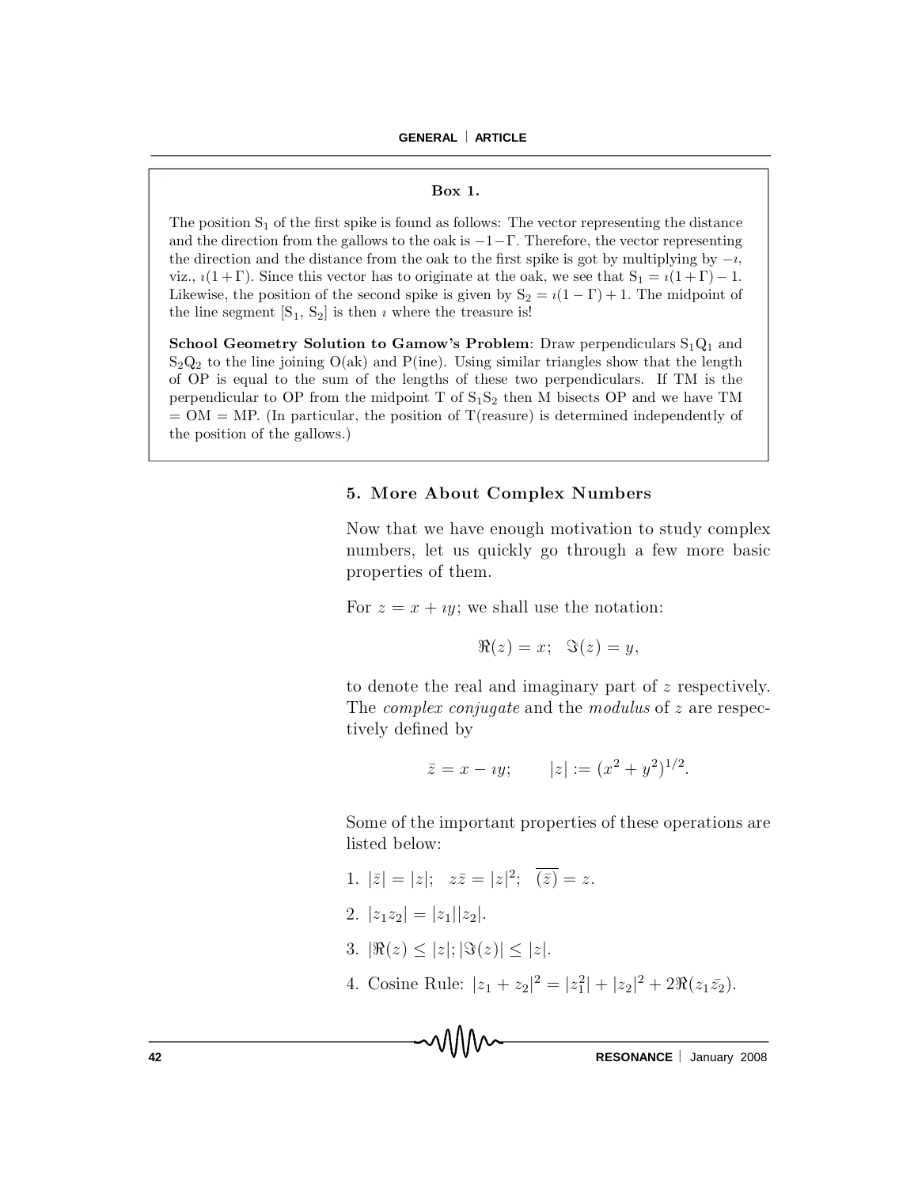**Box 1.**

The position $S_1$ of the first spike is found as follows: The vector representing the distance and the direction from the gallows to the oak is $-1-\Gamma$. Therefore, the vector representing the direction and the distance from the oak to the first spike is got by multiplying by $-\imath$, viz., $\imath(1+\Gamma)$. Since this vector has to originate at the oak, we see that $S_1 = \imath(1+\Gamma) - 1$. Likewise, the position of the second spike is given by $S_2 = \imath(1-\Gamma) + 1$. The midpoint of the line segment $[S_1, S_2]$ is then $\imath$ where the treasure is!

**School Geometry Solution to Gamow's Problem**: Draw perpendiculars $S_1Q_1$ and $S_2Q_2$ to the line joining O(ak) and P(ine). Using similar triangles show that the length of OP is equal to the sum of the lengths of these two perpendiculars. If TM is the perpendicular to OP from the midpoint T of $S_1S_2$ then M bisects OP and we have TM = OM = MP. (In particular, the position of T(reasure) is determined independently of the position of the gallows.)

## 5. More About Complex Numbers

Now that we have enough motivation to study complex numbers, let us quickly go through a few more basic properties of them.

For $z = x + \imath y$; we shall use the notation:

$$\Re(z) = x; \quad \Im(z) = y,$$

to denote the real and imaginary part of $z$ respectively. The *complex conjugate* and the *modulus* of $z$ are respectively defined by

$$\bar{z} = x - \imath y; \qquad |z| := (x^2 + y^2)^{1/2}.$$

Some of the important properties of these operations are listed below:

1. $|\bar{z}| = |z|; \quad z\bar{z} = |z|^2; \quad \overline{(\bar{z})} = z.$
2. $|z_1 z_2| = |z_1||z_2|.$
3. $|\Re(z) \leq |z|; |\Im(z)| \leq |z|.$
4. Cosine Rule: $|z_1 + z_2|^2 = |z_1^2| + |z_2|^2 + 2\Re(z_1\bar{z_2}).$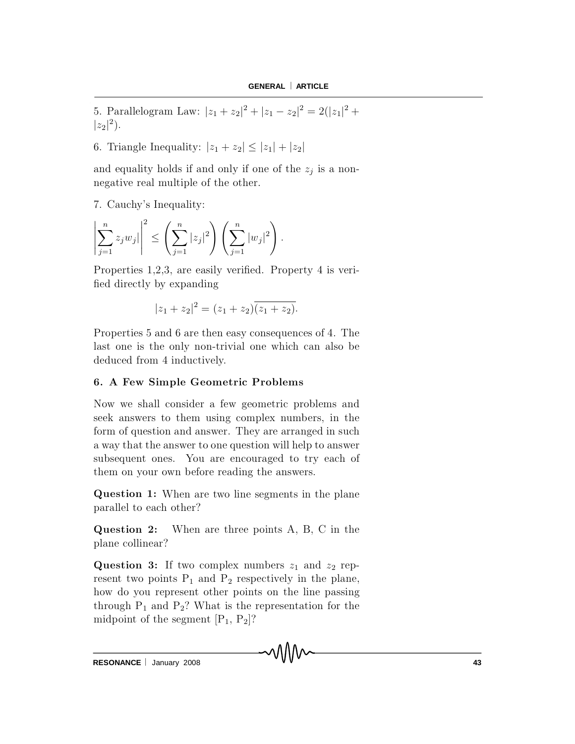5. Parallelogram Law: $|z_1 + z_2|^2 + |z_1 - z_2|^2 = 2(|z_1|^2 + |z_2|^2)$.

6. Triangle Inequality: $|z_1 + z_2| \leq |z_1| + |z_2|$

and equality holds if and only if one of the $z_j$ is a non-negative real multiple of the other.

7. Cauchy's Inequality:

$$\left|\sum_{j=1}^{n} z_j w_j\right|^2 \leq \left(\sum_{j=1}^{n} |z_j|^2\right)\left(\sum_{j=1}^{n} |w_j|^2\right).$$

Properties 1,2,3, are easily verified. Property 4 is verified directly by expanding

$$|z_1 + z_2|^2 = (z_1 + z_2)\overline{(z_1 + z_2)}.$$

Properties 5 and 6 are then easy consequences of 4. The last one is the only non-trivial one which can also be deduced from 4 inductively.

## 6. A Few Simple Geometric Problems

Now we shall consider a few geometric problems and seek answers to them using complex numbers, in the form of question and answer. They are arranged in such a way that the answer to one question will help to answer subsequent ones. You are encouraged to try each of them on your own before reading the answers.

**Question 1:** When are two line segments in the plane parallel to each other?

**Question 2:** When are three points A, B, C in the plane collinear?

**Question 3:** If two complex numbers $z_1$ and $z_2$ represent two points $P_1$ and $P_2$ respectively in the plane, how do you represent other points on the line passing through $P_1$ and $P_2$? What is the representation for the midpoint of the segment $[P_1, P_2]$?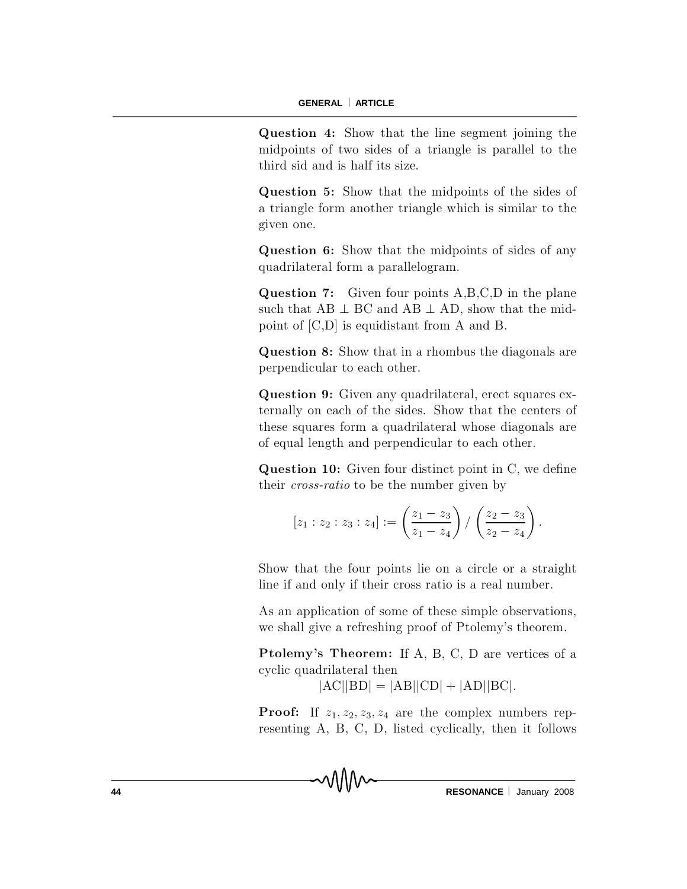**Question 4:** Show that the line segment joining the midpoints of two sides of a triangle is parallel to the third sid and is half its size.

**Question 5:** Show that the midpoints of the sides of a triangle form another triangle which is similar to the given one.

**Question 6:** Show that the midpoints of sides of any quadrilateral form a parallelogram.

**Question 7:** Given four points A,B,C,D in the plane such that AB $\perp$ BC and AB $\perp$ AD, show that the midpoint of [C,D] is equidistant from A and B.

**Question 8:** Show that in a rhombus the diagonals are perpendicular to each other.

**Question 9:** Given any quadrilateral, erect squares externally on each of the sides. Show that the centers of these squares form a quadrilateral whose diagonals are of equal length and perpendicular to each other.

**Question 10:** Given four distinct point in C, we define their *cross-ratio* to be the number given by

$$[z_1 : z_2 : z_3 : z_4] := \left(\frac{z_1 - z_3}{z_1 - z_4}\right) / \left(\frac{z_2 - z_3}{z_2 - z_4}\right).$$

Show that the four points lie on a circle or a straight line if and only if their cross ratio is a real number.

As an application of some of these simple observations, we shall give a refreshing proof of Ptolemy's theorem.

**Ptolemy's Theorem:** If A, B, C, D are vertices of a cyclic quadrilateral then

$$|\mathrm{AC}||\mathrm{BD}| = |\mathrm{AB}||\mathrm{CD}| + |\mathrm{AD}||\mathrm{BC}|.$$

**Proof:** If $z_1, z_2, z_3, z_4$ are the complex numbers representing A, B, C, D, listed cyclically, then it follows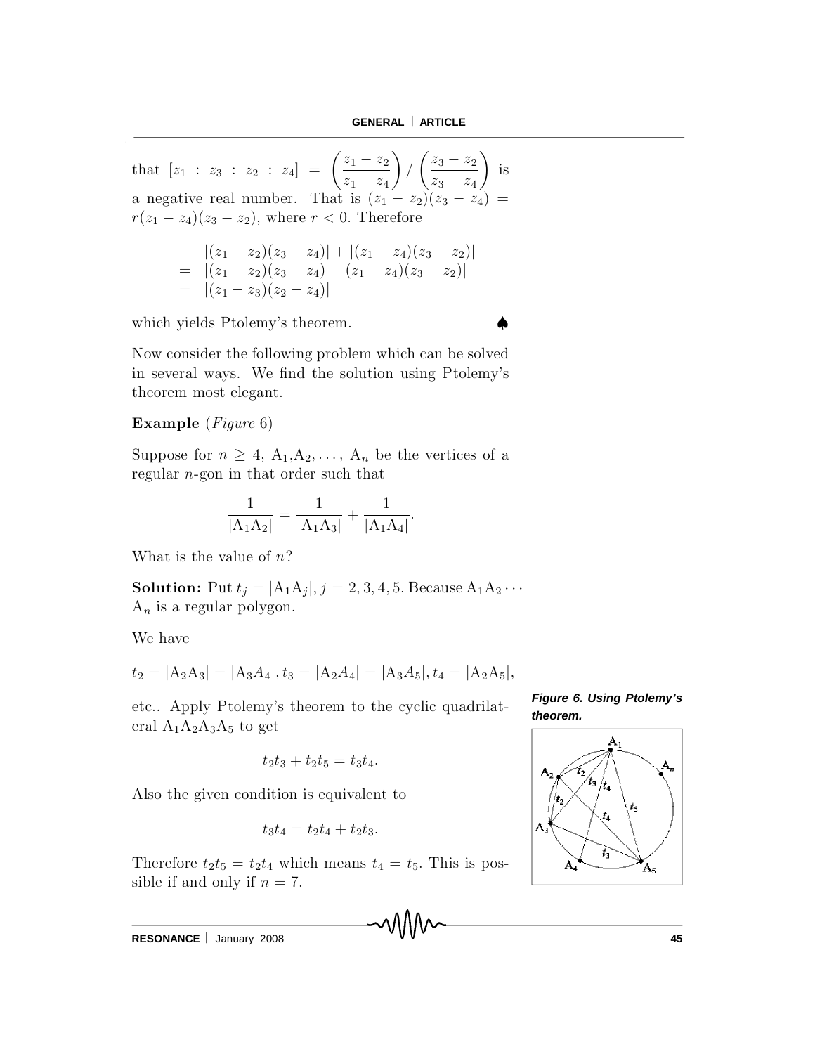that $[z_1 : z_3 : z_2 : z_4] = \left(\frac{z_1 - z_2}{z_1 - z_4}\right) / \left(\frac{z_3 - z_2}{z_3 - z_4}\right)$ is a negative real number. That is $(z_1 - z_2)(z_3 - z_4) = r(z_1 - z_4)(z_3 - z_2)$, where $r < 0$. Therefore

$$
\begin{aligned}
& |(z_1 - z_2)(z_3 - z_4)| + |(z_1 - z_4)(z_3 - z_2)| \\
= \ & |(z_1 - z_2)(z_3 - z_4) - (z_1 - z_4)(z_3 - z_2)| \\
= \ & |(z_1 - z_3)(z_2 - z_4)|
\end{aligned}
$$

which yields Ptolemy's theorem. ♠

Now consider the following problem which can be solved in several ways. We find the solution using Ptolemy's theorem most elegant.

**Example** (*Figure* 6)

Suppose for $n \geq 4$, $A_1, A_2, \ldots, A_n$ be the vertices of a regular $n$-gon in that order such that

$$\frac{1}{|A_1A_2|} = \frac{1}{|A_1A_3|} + \frac{1}{|A_1A_4|}.$$

What is the value of $n$?

**Solution:** Put $t_j = |A_1A_j|, j = 2, 3, 4, 5$. Because $A_1A_2 \cdots A_n$ is a regular polygon.

We have

$$t_2 = |A_2A_3| = |A_3A_4|, t_3 = |A_2A_4| = |A_3A_5|, t_4 = |A_2A_5|,$$

etc.. Apply Ptolemy's theorem to the cyclic quadrilateral $A_1A_2A_3A_5$ to get

$$t_2t_3 + t_2t_5 = t_3t_4.$$

Also the given condition is equivalent to

$$t_3t_4 = t_2t_4 + t_2t_3.$$

Therefore $t_2t_5 = t_2t_4$ which means $t_4 = t_5$. This is possible if and only if $n = 7$.

*Figure 6. Using Ptolemy's theorem.*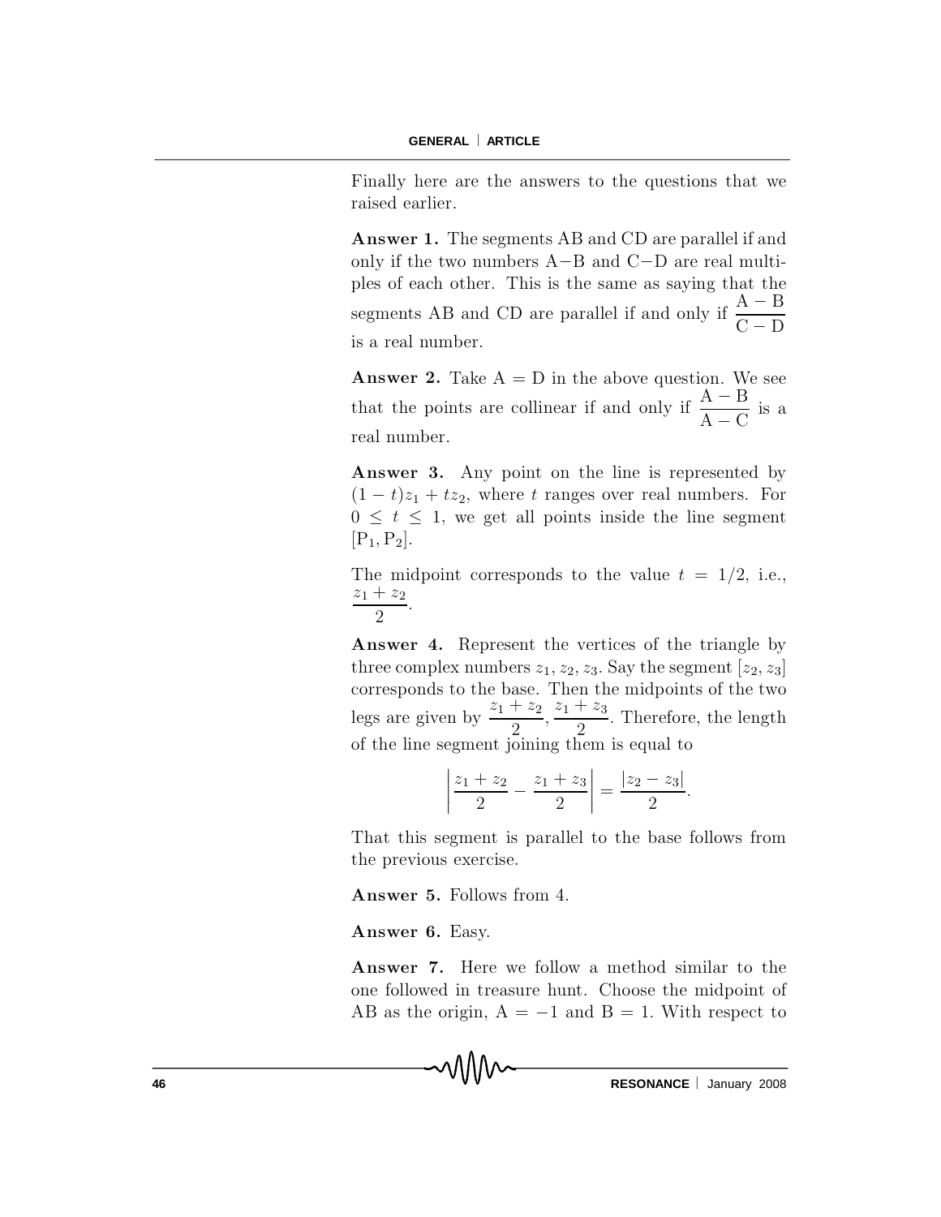Finally here are the answers to the questions that we raised earlier.

**Answer 1.** The segments AB and CD are parallel if and only if the two numbers A−B and C−D are real multiples of each other. This is the same as saying that the segments AB and CD are parallel if and only if $\frac{\mathrm{A}-\mathrm{B}}{\mathrm{C}-\mathrm{D}}$ is a real number.

**Answer 2.** Take A = D in the above question. We see that the points are collinear if and only if $\frac{\mathrm{A}-\mathrm{B}}{\mathrm{A}-\mathrm{C}}$ is a real number.

**Answer 3.** Any point on the line is represented by $(1-t)z_1 + tz_2$, where $t$ ranges over real numbers. For $0 \leq t \leq 1$, we get all points inside the line segment $[\mathrm{P}_1, \mathrm{P}_2]$.

The midpoint corresponds to the value $t = 1/2$, i.e., $\frac{z_1 + z_2}{2}$.

**Answer 4.** Represent the vertices of the triangle by three complex numbers $z_1, z_2, z_3$. Say the segment $[z_2, z_3]$ corresponds to the base. Then the midpoints of the two legs are given by $\frac{z_1+z_2}{2}, \frac{z_1+z_3}{2}$. Therefore, the length of the line segment joining them is equal to

$$\left|\frac{z_1+z_2}{2} - \frac{z_1+z_3}{2}\right| = \frac{|z_2 - z_3|}{2}.$$

That this segment is parallel to the base follows from the previous exercise.

**Answer 5.** Follows from 4.

**Answer 6.** Easy.

**Answer 7.** Here we follow a method similar to the one followed in treasure hunt. Choose the midpoint of AB as the origin, A = −1 and B = 1. With respect to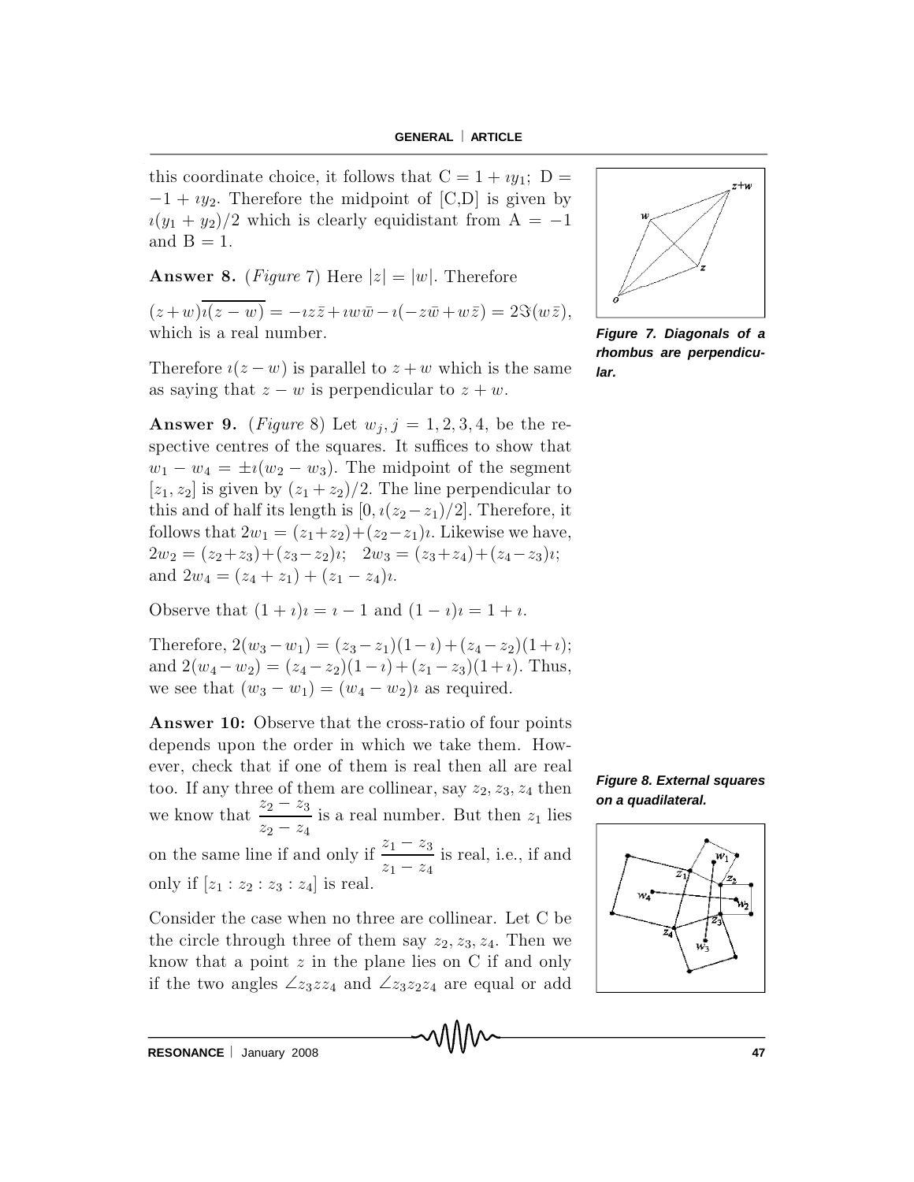this coordinate choice, it follows that $C = 1 + \imath y_1$; $D = -1 + \imath y_2$. Therefore the midpoint of [C,D] is given by $\imath(y_1 + y_2)/2$ which is clearly equidistant from $A = -1$ and $B = 1$.

**Answer 8.** (*Figure* 7) Here $|z| = |w|$. Therefore

$(z+w)\overline{\imath(z-w)} = -\imath z\bar{z} + \imath w\bar{w} - \imath(-z\bar{w} + w\bar{z}) = 2\Im(w\bar{z})$, which is a real number.

Therefore $\imath(z-w)$ is parallel to $z+w$ which is the same as saying that $z-w$ is perpendicular to $z+w$.

***Figure 7. Diagonals of a rhombus are perpendicular.***

**Answer 9.** (*Figure* 8) Let $w_j, j = 1, 2, 3, 4$, be the respective centres of the squares. It suffices to show that $w_1 - w_4 = \pm\imath(w_2 - w_3)$. The midpoint of the segment $[z_1, z_2]$ is given by $(z_1 + z_2)/2$. The line perpendicular to this and of half its length is $[0, \imath(z_2 - z_1)/2]$. Therefore, it follows that $2w_1 = (z_1 + z_2) + (z_2 - z_1)\imath$. Likewise we have, $2w_2 = (z_2 + z_3) + (z_3 - z_2)\imath$; $2w_3 = (z_3 + z_4) + (z_4 - z_3)\imath$; and $2w_4 = (z_4 + z_1) + (z_1 - z_4)\imath$.

Observe that $(1 + \imath)\imath = \imath - 1$ and $(1 - \imath)\imath = 1 + \imath$.

Therefore, $2(w_3 - w_1) = (z_3 - z_1)(1 - \imath) + (z_4 - z_2)(1 + \imath)$; and $2(w_4 - w_2) = (z_4 - z_2)(1 - \imath) + (z_1 - z_3)(1 + \imath)$. Thus, we see that $(w_3 - w_1) = (w_4 - w_2)\imath$ as required.

**Answer 10:** Observe that the cross-ratio of four points depends upon the order in which we take them. However, check that if one of them is real then all are real too. If any three of them are collinear, say $z_2, z_3, z_4$ then we know that $\dfrac{z_2 - z_3}{z_2 - z_4}$ is a real number. But then $z_1$ lies on the same line if and only if $\dfrac{z_1 - z_3}{z_1 - z_4}$ is real, i.e., if and only if $[z_1 : z_2 : z_3 : z_4]$ is real.

***Figure 8. External squares on a quadilateral.***

Consider the case when no three are collinear. Let C be the circle through three of them say $z_2, z_3, z_4$. Then we know that a point $z$ in the plane lies on C if and only if the two angles $\angle z_3 z z_4$ and $\angle z_3 z_2 z_4$ are equal or add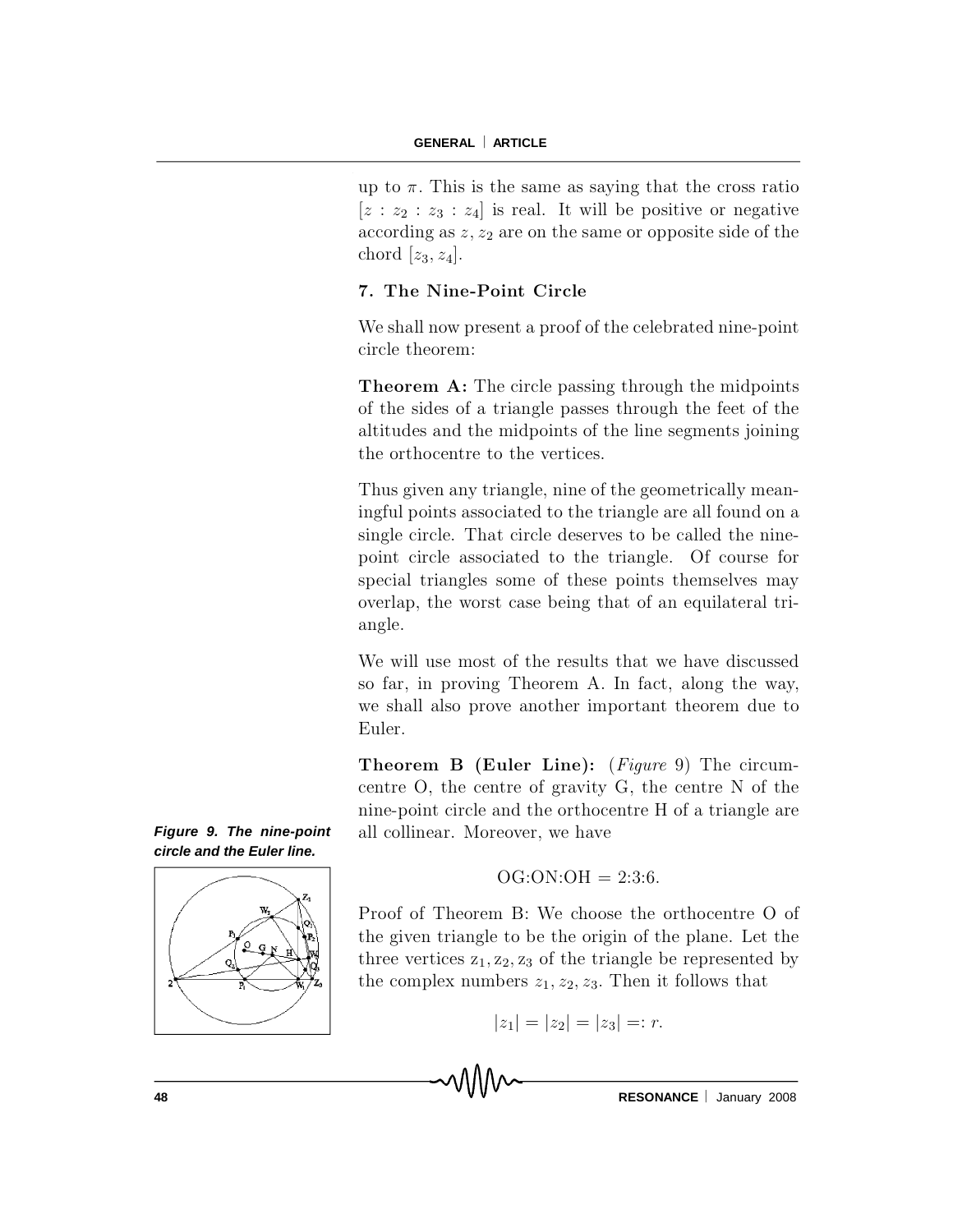up to $\pi$. This is the same as saying that the cross ratio $[z : z_2 : z_3 : z_4]$ is real. It will be positive or negative according as $z, z_2$ are on the same or opposite side of the chord $[z_3, z_4]$.

## 7. The Nine-Point Circle

We shall now present a proof of the celebrated nine-point circle theorem:

**Theorem A:** The circle passing through the midpoints of the sides of a triangle passes through the feet of the altitudes and the midpoints of the line segments joining the orthocentre to the vertices.

Thus given any triangle, nine of the geometrically meaningful points associated to the triangle are all found on a single circle. That circle deserves to be called the nine-point circle associated to the triangle. Of course for special triangles some of these points themselves may overlap, the worst case being that of an equilateral triangle.

We will use most of the results that we have discussed so far, in proving Theorem A. In fact, along the way, we shall also prove another important theorem due to Euler.

**Theorem B (Euler Line):** (*Figure* 9) The circumcentre O, the centre of gravity G, the centre N of the nine-point circle and the orthocentre H of a triangle are all collinear. Moreover, we have

$$\text{OG:ON:OH} = 2\text{:}3\text{:}6.$$

***Figure 9. The nine-point circle and the Euler line.***

Proof of Theorem B: We choose the orthocentre O of the given triangle to be the origin of the plane. Let the three vertices $z_1, z_2, z_3$ of the triangle be represented by the complex numbers $z_1, z_2, z_3$. Then it follows that

$$|z_1| = |z_2| = |z_3| =: r.$$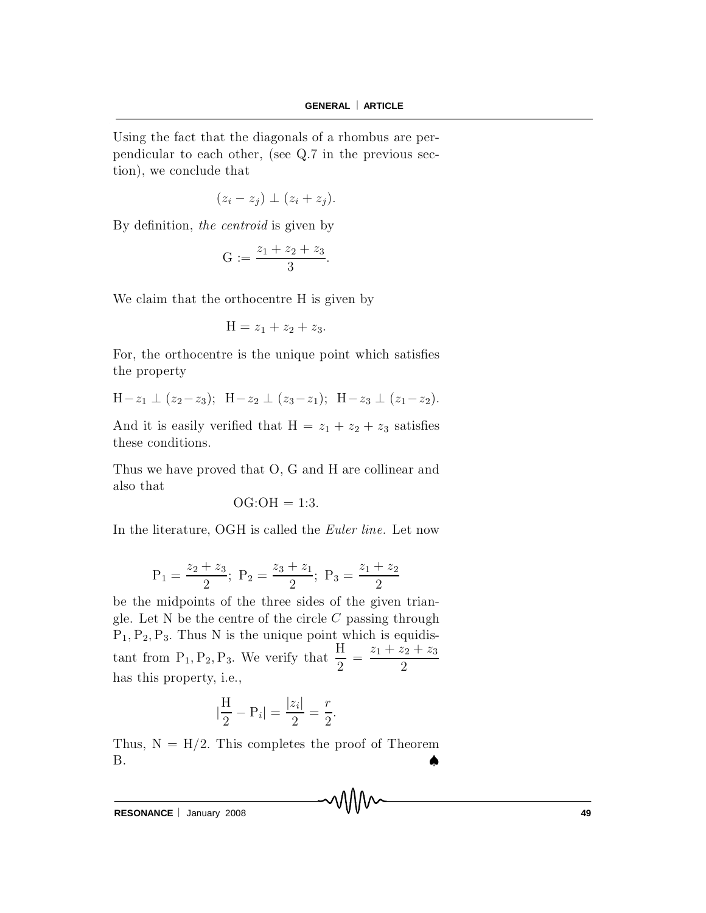Using the fact that the diagonals of a rhombus are perpendicular to each other, (see Q.7 in the previous section), we conclude that

$$(z_i - z_j) \perp (z_i + z_j).$$

By definition, *the centroid* is given by

$$\mathrm{G} := \frac{z_1 + z_2 + z_3}{3}.$$

We claim that the orthocentre H is given by

$$\mathrm{H} = z_1 + z_2 + z_3.$$

For, the orthocentre is the unique point which satisfies the property

$$\mathrm{H} - z_1 \perp (z_2 - z_3); \;\; \mathrm{H} - z_2 \perp (z_3 - z_1); \;\; \mathrm{H} - z_3 \perp (z_1 - z_2).$$

And it is easily verified that $\mathrm{H} = z_1 + z_2 + z_3$ satisfies these conditions.

Thus we have proved that O, G and H are collinear and also that

$$\mathrm{OG{:}OH} = 1{:}3.$$

In the literature, OGH is called the *Euler line.* Let now

$$\mathrm{P}_1 = \frac{z_2 + z_3}{2}; \; \mathrm{P}_2 = \frac{z_3 + z_1}{2}; \; \mathrm{P}_3 = \frac{z_1 + z_2}{2}$$

be the midpoints of the three sides of the given triangle. Let N be the centre of the circle $C$ passing through $\mathrm{P}_1, \mathrm{P}_2, \mathrm{P}_3$. Thus N is the unique point which is equidistant from $\mathrm{P}_1, \mathrm{P}_2, \mathrm{P}_3$. We verify that $\frac{\mathrm{H}}{2} = \frac{z_1 + z_2 + z_3}{2}$ has this property, i.e.,

$$|\frac{\mathrm{H}}{2} - \mathrm{P}_i| = \frac{|z_i|}{2} = \frac{r}{2}.$$

Thus, $\mathrm{N} = \mathrm{H}/2$. This completes the proof of Theorem B. ♠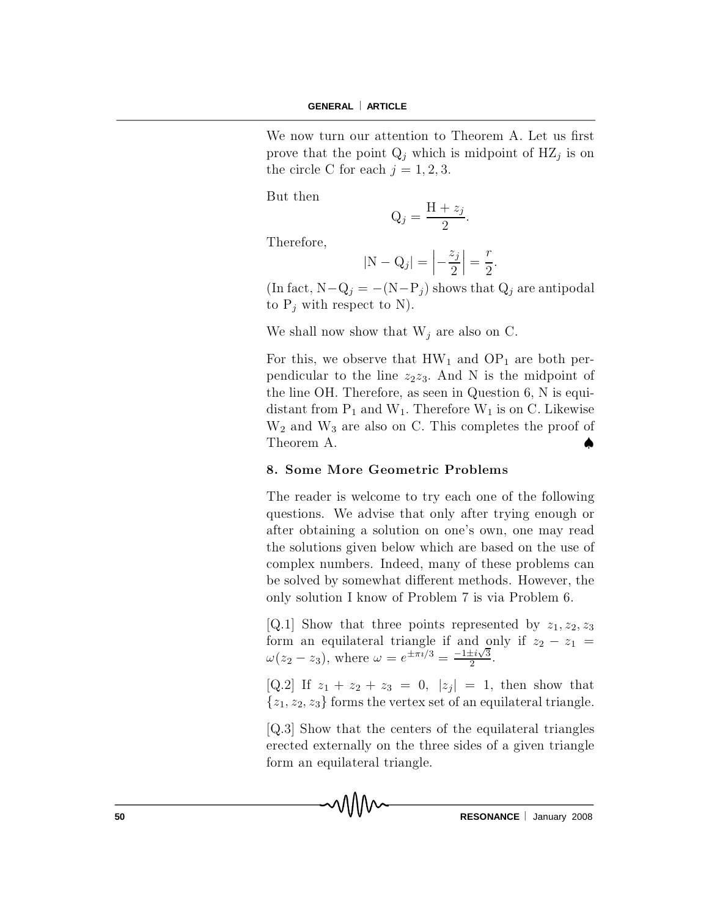We now turn our attention to Theorem A. Let us first prove that the point $\mathrm{Q}_j$ which is midpoint of $\mathrm{HZ}_j$ is on the circle C for each $j = 1, 2, 3$.

But then

$$\mathrm{Q}_j = \frac{\mathrm{H} + z_j}{2}.$$

Therefore,

$$|\mathrm{N} - \mathrm{Q}_j| = \left| -\frac{z_j}{2} \right| = \frac{r}{2}.$$

(In fact, $\mathrm{N} - \mathrm{Q}_j = -(\mathrm{N} - \mathrm{P}_j)$ shows that $\mathrm{Q}_j$ are antipodal to $\mathrm{P}_j$ with respect to N).

We shall now show that $\mathrm{W}_j$ are also on C.

For this, we observe that $\mathrm{HW}_1$ and $\mathrm{OP}_1$ are both perpendicular to the line $z_2 z_3$. And N is the midpoint of the line OH. Therefore, as seen in Question 6, N is equidistant from $\mathrm{P}_1$ and $\mathrm{W}_1$. Therefore $\mathrm{W}_1$ is on C. Likewise $\mathrm{W}_2$ and $\mathrm{W}_3$ are also on C. This completes the proof of Theorem A. ♠

### 8. Some More Geometric Problems

The reader is welcome to try each one of the following questions. We advise that only after trying enough or after obtaining a solution on one's own, one may read the solutions given below which are based on the use of complex numbers. Indeed, many of these problems can be solved by somewhat different methods. However, the only solution I know of Problem 7 is via Problem 6.

[Q.1] Show that three points represented by $z_1, z_2, z_3$ form an equilateral triangle if and only if $z_2 - z_1 = \omega(z_2 - z_3)$, where $\omega = e^{\pm \pi \imath/3} = \frac{-1 \pm i\sqrt{3}}{2}$.

[Q.2] If $z_1 + z_2 + z_3 = 0$, $|z_j| = 1$, then show that $\{z_1, z_2, z_3\}$ forms the vertex set of an equilateral triangle.

[Q.3] Show that the centers of the equilateral triangles erected externally on the three sides of a given triangle form an equilateral triangle.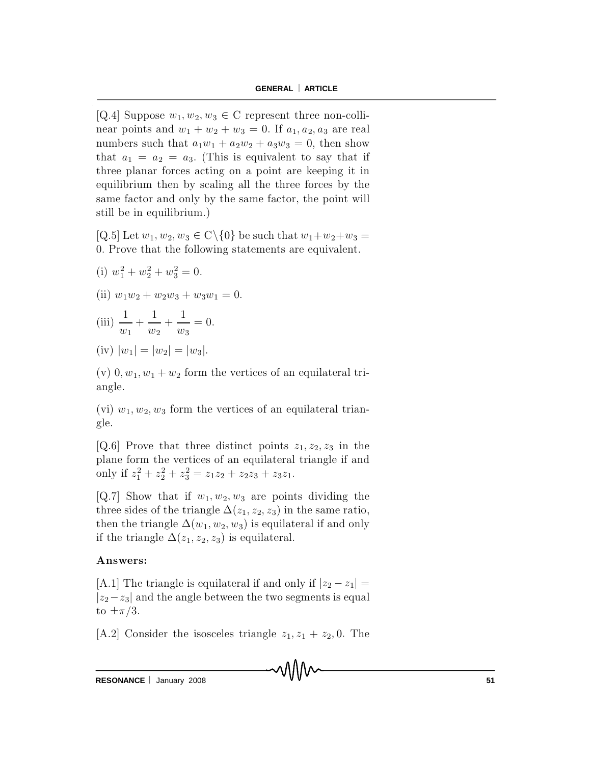[Q.4] Suppose $w_1, w_2, w_3 \in \mathrm{C}$ represent three non-collinear points and $w_1 + w_2 + w_3 = 0$. If $a_1, a_2, a_3$ are real numbers such that $a_1w_1 + a_2w_2 + a_3w_3 = 0$, then show that $a_1 = a_2 = a_3$. (This is equivalent to say that if three planar forces acting on a point are keeping it in equilibrium then by scaling all the three forces by the same factor and only by the same factor, the point will still be in equilibrium.)

[Q.5] Let $w_1, w_2, w_3 \in \mathrm{C}\backslash\{0\}$ be such that $w_1+w_2+w_3 = 0$. Prove that the following statements are equivalent.

(i) $w_1^2 + w_2^2 + w_3^2 = 0$.

(ii) $w_1w_2 + w_2w_3 + w_3w_1 = 0$.

(iii) $\dfrac{1}{w_1} + \dfrac{1}{w_2} + \dfrac{1}{w_3} = 0$.

(iv) $|w_1| = |w_2| = |w_3|$.

(v) $0, w_1, w_1 + w_2$ form the vertices of an equilateral triangle.

(vi) $w_1, w_2, w_3$ form the vertices of an equilateral triangle.

[Q.6] Prove that three distinct points $z_1, z_2, z_3$ in the plane form the vertices of an equilateral triangle if and only if $z_1^2 + z_2^2 + z_3^2 = z_1z_2 + z_2z_3 + z_3z_1$.

[Q.7] Show that if $w_1, w_2, w_3$ are points dividing the three sides of the triangle $\Delta(z_1, z_2, z_3)$ in the same ratio, then the triangle $\Delta(w_1, w_2, w_3)$ is equilateral if and only if the triangle $\Delta(z_1, z_2, z_3)$ is equilateral.

**Answers:**

[A.1] The triangle is equilateral if and only if $|z_2 - z_1| = |z_2 - z_3|$ and the angle between the two segments is equal to $\pm\pi/3$.

[A.2] Consider the isosceles triangle $z_1, z_1 + z_2, 0$. The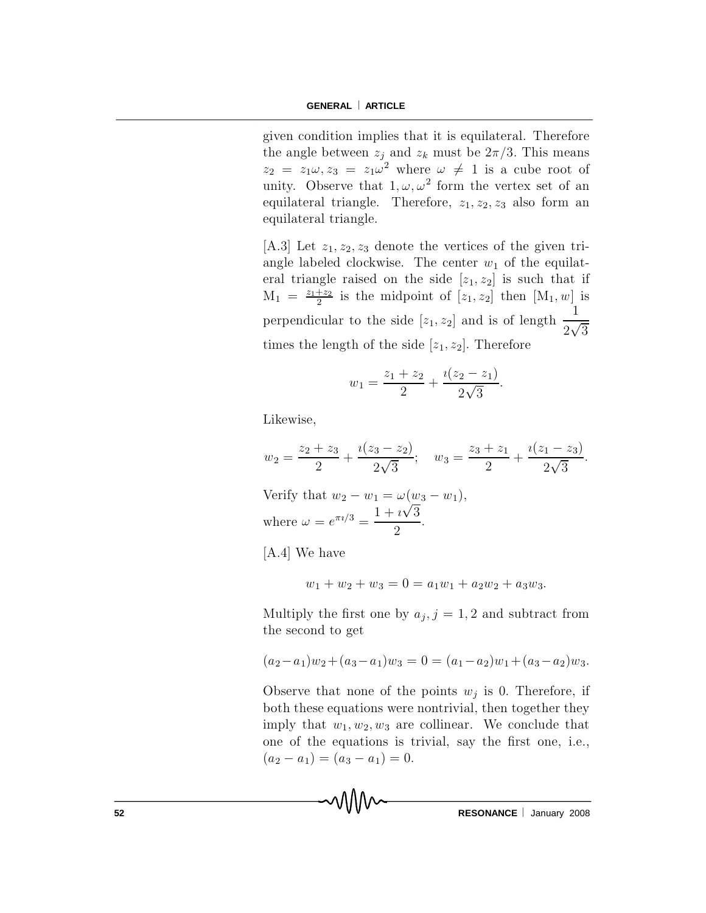given condition implies that it is equilateral. Therefore the angle between $z_j$ and $z_k$ must be $2\pi/3$. This means $z_2 = z_1\omega, z_3 = z_1\omega^2$ where $\omega \neq 1$ is a cube root of unity. Observe that $1, \omega, \omega^2$ form the vertex set of an equilateral triangle. Therefore, $z_1, z_2, z_3$ also form an equilateral triangle.

[A.3] Let $z_1, z_2, z_3$ denote the vertices of the given triangle labeled clockwise. The center $w_1$ of the equilateral triangle raised on the side $[z_1, z_2]$ is such that if $\mathrm{M}_1 = \frac{z_1+z_2}{2}$ is the midpoint of $[z_1, z_2]$ then $[\mathrm{M}_1, w]$ is perpendicular to the side $[z_1, z_2]$ and is of length $\dfrac{1}{2\sqrt{3}}$ times the length of the side $[z_1, z_2]$. Therefore

$$w_1 = \frac{z_1 + z_2}{2} + \frac{\imath(z_2 - z_1)}{2\sqrt{3}}.$$

Likewise,

$$w_2 = \frac{z_2 + z_3}{2} + \frac{\imath(z_3 - z_2)}{2\sqrt{3}}; \quad w_3 = \frac{z_3 + z_1}{2} + \frac{\imath(z_1 - z_3)}{2\sqrt{3}}.$$

Verify that $w_2 - w_1 = \omega(w_3 - w_1)$,
where $\omega = e^{\pi\imath/3} = \dfrac{1 + \imath\sqrt{3}}{2}$.

[A.4] We have

$$w_1 + w_2 + w_3 = 0 = a_1w_1 + a_2w_2 + a_3w_3.$$

Multiply the first one by $a_j, j = 1, 2$ and subtract from the second to get

$$(a_2 - a_1)w_2 + (a_3 - a_1)w_3 = 0 = (a_1 - a_2)w_1 + (a_3 - a_2)w_3.$$

Observe that none of the points $w_j$ is 0. Therefore, if both these equations were nontrivial, then together they imply that $w_1, w_2, w_3$ are collinear. We conclude that one of the equations is trivial, say the first one, i.e., $(a_2 - a_1) = (a_3 - a_1) = 0$.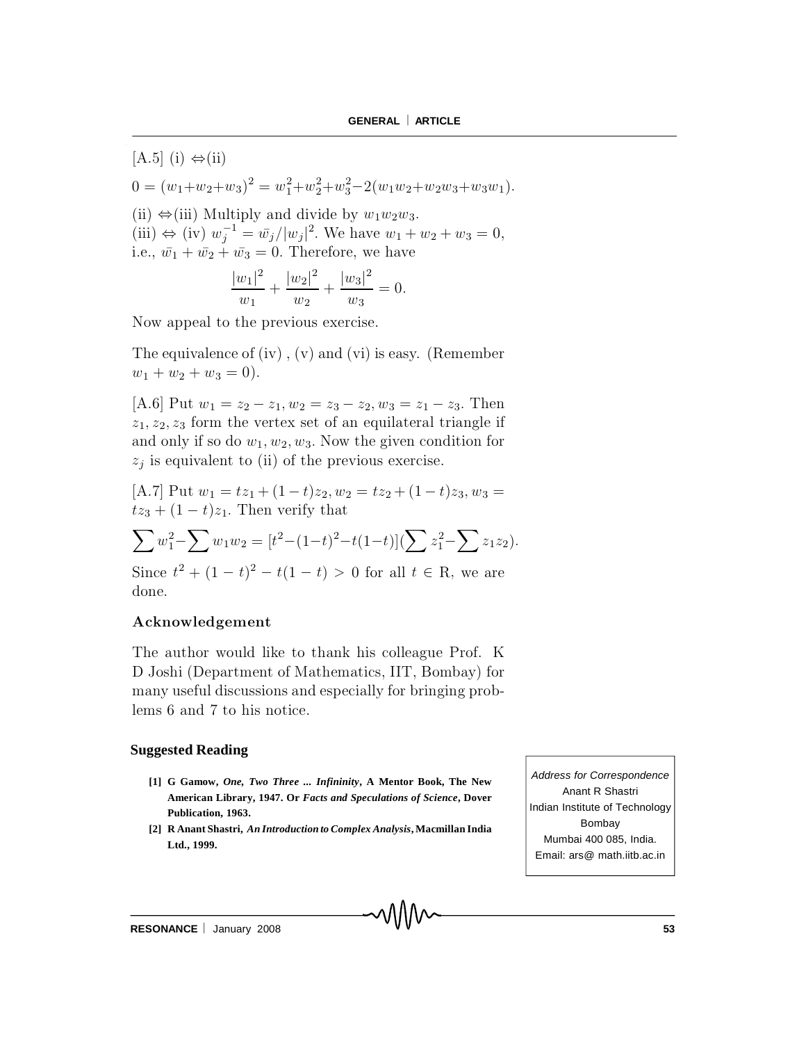[A.5] (i) $\Leftrightarrow$(ii)

$0 = (w_1+w_2+w_3)^2 = w_1^2+w_2^2+w_3^2-2(w_1w_2+w_2w_3+w_3w_1)$.

(ii) $\Leftrightarrow$(iii) Multiply and divide by $w_1w_2w_3$.
(iii) $\Leftrightarrow$ (iv) $w_j^{-1} = \bar{w_j}/|w_j|^2$. We have $w_1 + w_2 + w_3 = 0$, i.e., $\bar{w_1} + \bar{w_2} + \bar{w_3} = 0$. Therefore, we have

$$\frac{|w_1|^2}{w_1} + \frac{|w_2|^2}{w_2} + \frac{|w_3|^2}{w_3} = 0.$$

Now appeal to the previous exercise.

The equivalence of (iv) , (v) and (vi) is easy. (Remember $w_1 + w_2 + w_3 = 0$).

[A.6] Put $w_1 = z_2 - z_1, w_2 = z_3 - z_2, w_3 = z_1 - z_3$. Then $z_1, z_2, z_3$ form the vertex set of an equilateral triangle if and only if so do $w_1, w_2, w_3$. Now the given condition for $z_j$ is equivalent to (ii) of the previous exercise.

[A.7] Put $w_1 = tz_1 + (1-t)z_2, w_2 = tz_2 + (1-t)z_3, w_3 = tz_3 + (1-t)z_1$. Then verify that

$$\sum w_1^2 - \sum w_1w_2 = [t^2-(1-t)^2-t(1-t)](\sum z_1^2 - \sum z_1z_2).$$

Since $t^2 + (1-t)^2 - t(1-t) > 0$ for all $t \in$ R, we are done.

## Acknowledgement

The author would like to thank his colleague Prof. K D Joshi (Department of Mathematics, IIT, Bombay) for many useful discussions and especially for bringing problems 6 and 7 to his notice.

## Suggested Reading

**[1] G Gamow, *One, Two Three ... Infininity*, A Mentor Book, The New American Library, 1947. Or *Facts and Speculations of Science*, Dover Publication, 1963.**

**[2] R Anant Shastri, *An Introduction to Complex Analysis*, Macmillan India Ltd., 1999.**

*Address for Correspondence*
Anant R Shastri
Indian Institute of Technology
Bombay
Mumbai 400 085, India.
Email: ars@ math.iitb.ac.in